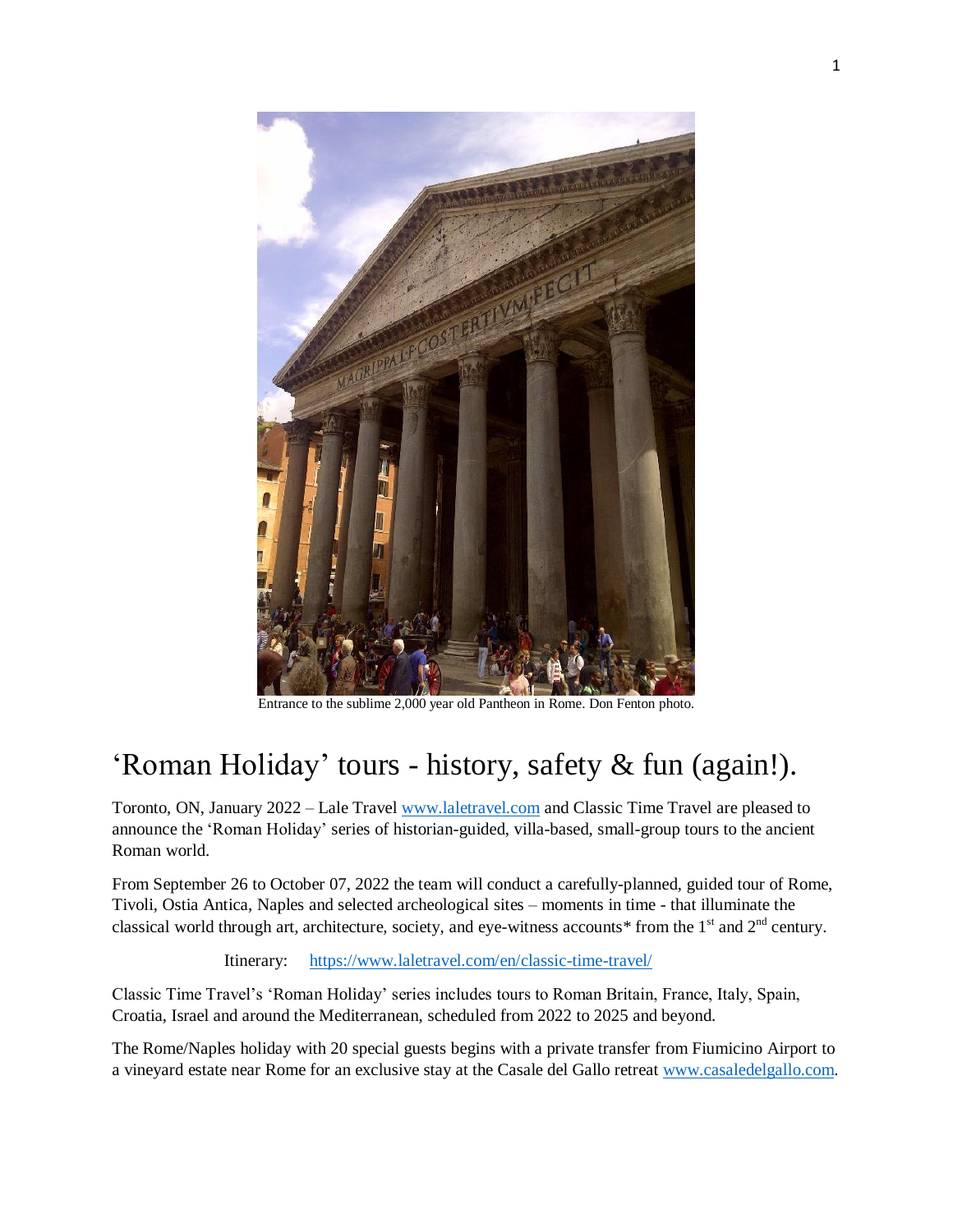Entrance to the sublime 2,000 year old Pantheon in Rome. Don Fenton photo.

# 'Roman Holiday' tours - history, safety & fun (again!).

Toronto, ON, January 2022 – Lale Travel www.laletravel.com and Classic Time Travel are pleased to announce the 'Roman Holiday' series of historian-guided, villa-based, small-group tours to the ancient Roman world.

From September 26 to October 07, 2022 the team will conduct a carefully-planned, guided tour of Rome, Tivoli, Ostia Antica, Naples and selected archeological sites – moments in time - that illuminate the classical world through art, architecture, society, and eye-witness accounts* from the 1st and 2nd century.

Itinerary: https://www.laletravel.com/en/classic-time-travel/

Classic Time Travel's 'Roman Holiday' series includes tours to Roman Britain, France, Italy, Spain, Croatia, Israel and around the Mediterranean, scheduled from 2022 to 2025 and beyond.

The Rome/Naples holiday with 20 special guests begins with a private transfer from Fiumicino Airport to a vineyard estate near Rome for an exclusive stay at the Casale del Gallo retreat www.casaledelgallo.com.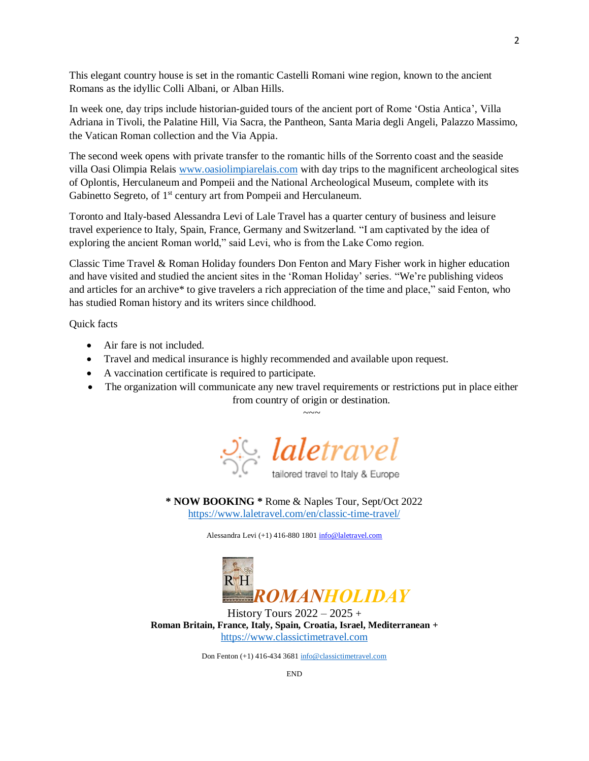This elegant country house is set in the romantic Castelli Romani wine region, known to the ancient Romans as the idyllic Colli Albani, or Alban Hills.

In week one, day trips include historian-guided tours of the ancient port of Rome 'Ostia Antica', Villa Adriana in Tivoli, the Palatine Hill, Via Sacra, the Pantheon, Santa Maria degli Angeli, Palazzo Massimo, the Vatican Roman collection and the Via Appia.

The second week opens with private transfer to the romantic hills of the Sorrento coast and the seaside villa Oasi Olimpia Relais www.oasiolimpiarelais.com with day trips to the magnificent archeological sites of Oplontis, Herculaneum and Pompeii and the National Archeological Museum, complete with its Gabinetto Segreto, of 1st century art from Pompeii and Herculaneum.

Toronto and Italy-based Alessandra Levi of Lale Travel has a quarter century of business and leisure travel experience to Italy, Spain, France, Germany and Switzerland. "I am captivated by the idea of exploring the ancient Roman world," said Levi, who is from the Lake Como region.

Classic Time Travel & Roman Holiday founders Don Fenton and Mary Fisher work in higher education and have visited and studied the ancient sites in the 'Roman Holiday' series. "We're publishing videos and articles for an archive* to give travelers a rich appreciation of the time and place," said Fenton, who has studied Roman history and its writers since childhood.

Quick facts

- Air fare is not included.
- Travel and medical insurance is highly recommended and available upon request.
- A vaccination certificate is required to participate.
- The organization will communicate any new travel requirements or restrictions put in place either from country of origin or destination.

~~~

laletravel
tailored travel to Italy & Europe

**\* NOW BOOKING \*** Rome & Naples Tour, Sept/Oct 2022
https://www.laletravel.com/en/classic-time-travel/

Alessandra Levi (+1) 416-880 1801 info@laletravel.com

RH ROMANHOLIDAY

History Tours 2022 – 2025 +
**Roman Britain, France, Italy, Spain, Croatia, Israel, Mediterranean +**
https://www.classictimetravel.com

Don Fenton (+1) 416-434 3681 info@classictimetravel.com

END